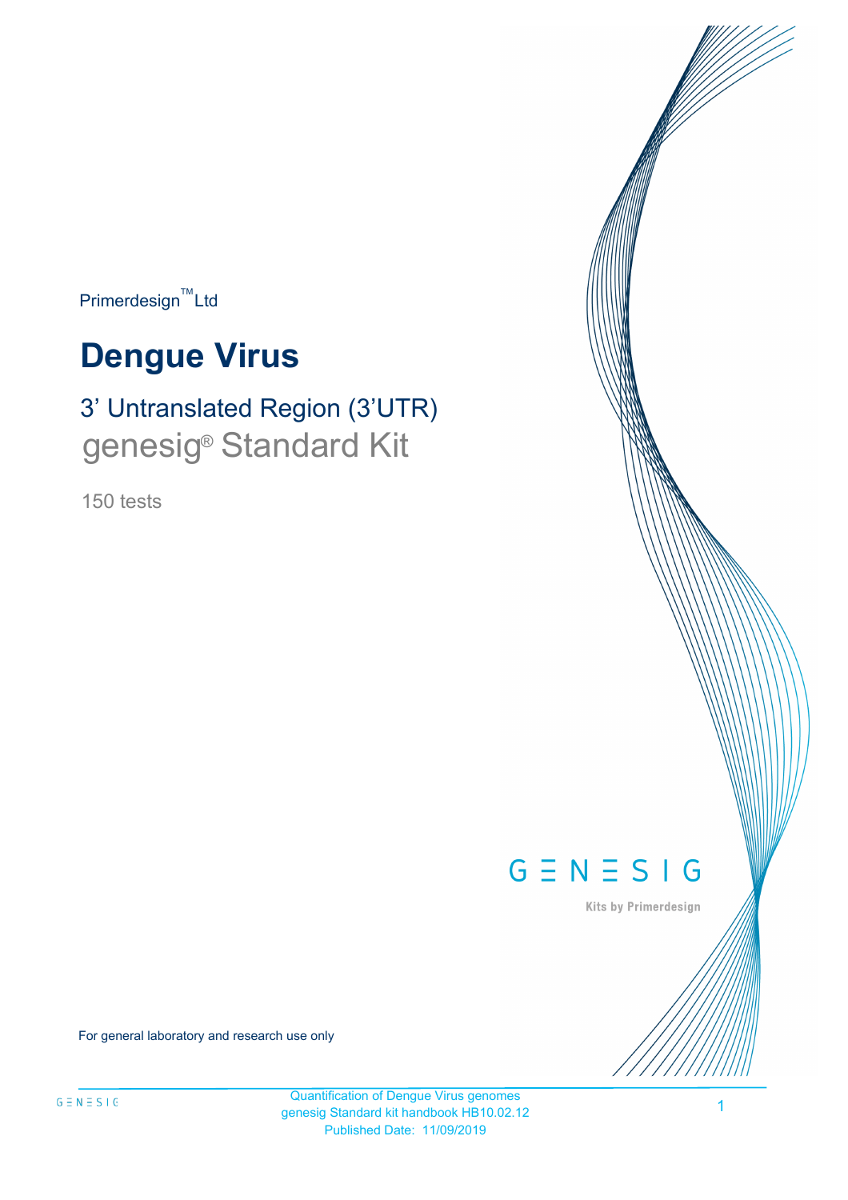Primerdesign™ Ltd

# Dengue Virus

## 3' Untranslated Region (3'UTR)

## genesig® Standard Kit

150 tests

GENESIG

Kits by Primerdesign

For general laboratory and research use only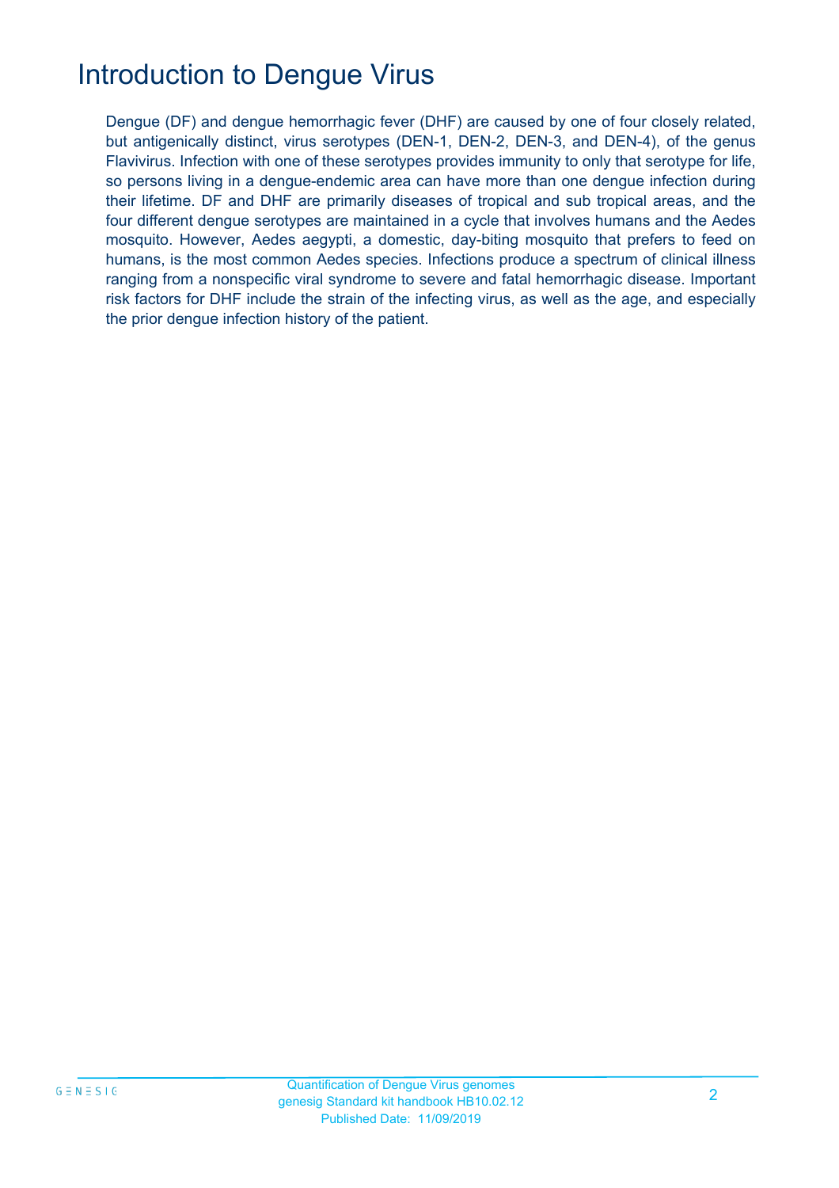# Introduction to Dengue Virus

Dengue (DF) and dengue hemorrhagic fever (DHF) are caused by one of four closely related, but antigenically distinct, virus serotypes (DEN-1, DEN-2, DEN-3, and DEN-4), of the genus Flavivirus. Infection with one of these serotypes provides immunity to only that serotype for life, so persons living in a dengue-endemic area can have more than one dengue infection during their lifetime. DF and DHF are primarily diseases of tropical and sub tropical areas, and the four different dengue serotypes are maintained in a cycle that involves humans and the Aedes mosquito. However, Aedes aegypti, a domestic, day-biting mosquito that prefers to feed on humans, is the most common Aedes species. Infections produce a spectrum of clinical illness ranging from a nonspecific viral syndrome to severe and fatal hemorrhagic disease. Important risk factors for DHF include the strain of the infecting virus, as well as the age, and especially the prior dengue infection history of the patient.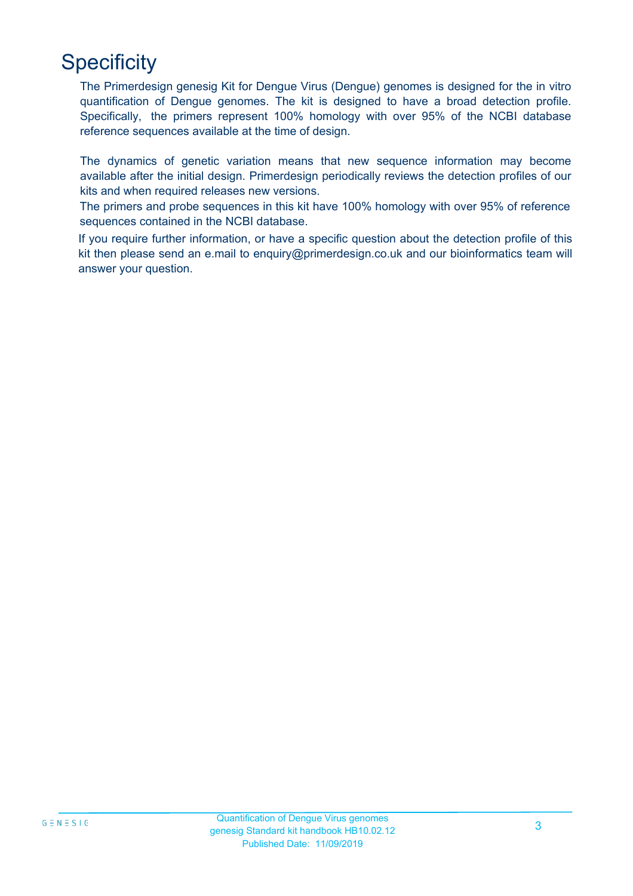# Specificity

The Primerdesign genesig Kit for Dengue Virus (Dengue) genomes is designed for the in vitro quantification of Dengue genomes. The kit is designed to have a broad detection profile. Specifically, the primers represent 100% homology with over 95% of the NCBI database reference sequences available at the time of design.

The dynamics of genetic variation means that new sequence information may become available after the initial design. Primerdesign periodically reviews the detection profiles of our kits and when required releases new versions.

The primers and probe sequences in this kit have 100% homology with over 95% of reference sequences contained in the NCBI database.

If you require further information, or have a specific question about the detection profile of this kit then please send an e.mail to enquiry@primerdesign.co.uk and our bioinformatics team will answer your question.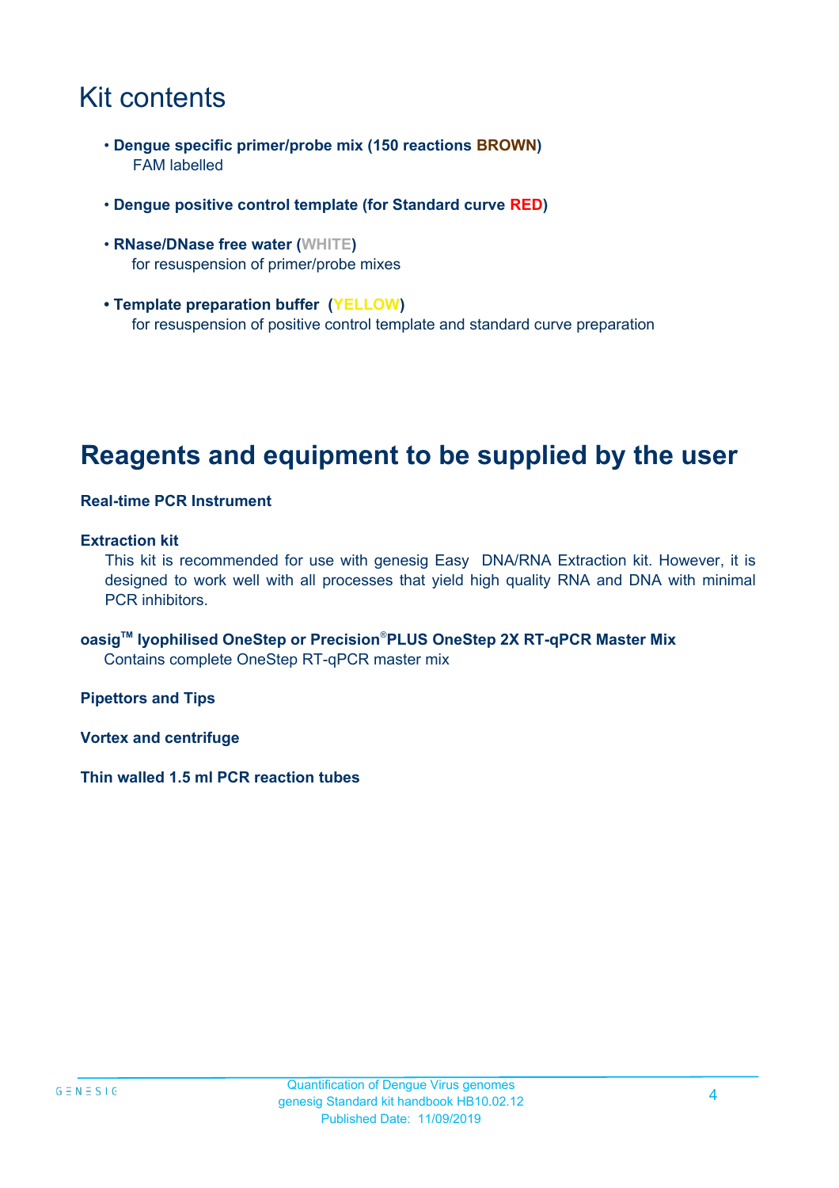# Kit contents

- **Dengue specific primer/probe mix (150 reactions BROWN)**
  FAM labelled

- **Dengue positive control template (for Standard curve RED)**

- **RNase/DNase free water (WHITE)**
  for resuspension of primer/probe mixes

- **Template preparation buffer (YELLOW)**
  for resuspension of positive control template and standard curve preparation

# Reagents and equipment to be supplied by the user

**Real-time PCR Instrument**

**Extraction kit**

This kit is recommended for use with genesig Easy DNA/RNA Extraction kit. However, it is designed to work well with all processes that yield high quality RNA and DNA with minimal PCR inhibitors.

**oasig™ lyophilised OneStep or Precision®PLUS OneStep 2X RT-qPCR Master Mix**

Contains complete OneStep RT-qPCR master mix

**Pipettors and Tips**

**Vortex and centrifuge**

**Thin walled 1.5 ml PCR reaction tubes**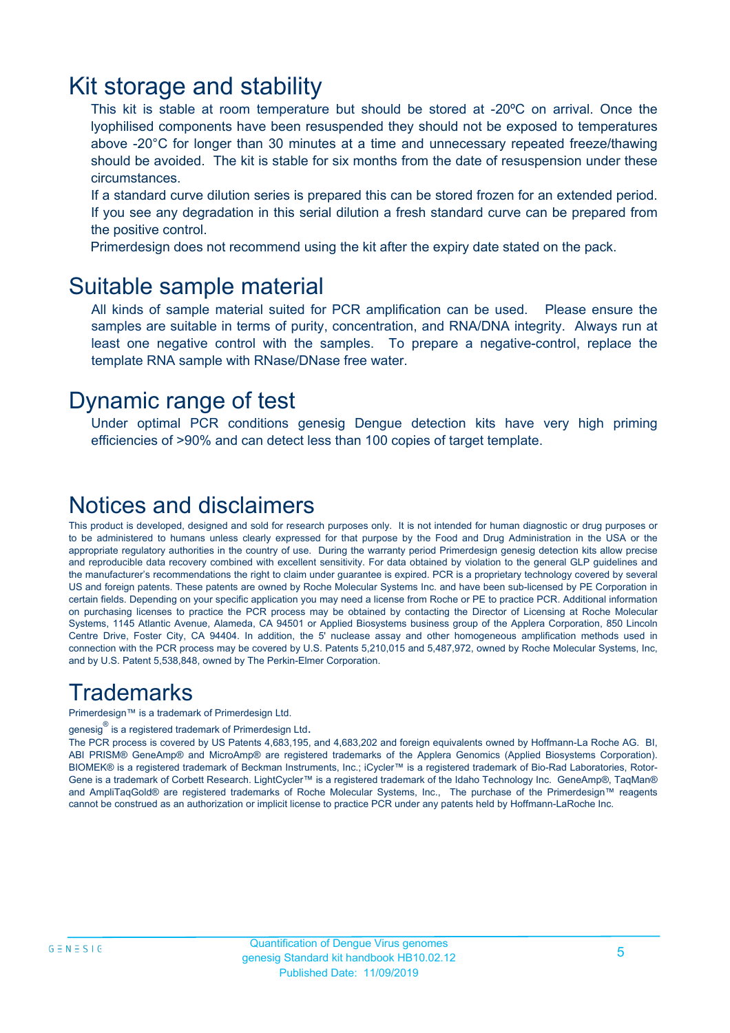# Kit storage and stability

This kit is stable at room temperature but should be stored at -20ºC on arrival. Once the lyophilised components have been resuspended they should not be exposed to temperatures above -20°C for longer than 30 minutes at a time and unnecessary repeated freeze/thawing should be avoided. The kit is stable for six months from the date of resuspension under these circumstances.

If a standard curve dilution series is prepared this can be stored frozen for an extended period. If you see any degradation in this serial dilution a fresh standard curve can be prepared from the positive control.

Primerdesign does not recommend using the kit after the expiry date stated on the pack.

# Suitable sample material

All kinds of sample material suited for PCR amplification can be used. Please ensure the samples are suitable in terms of purity, concentration, and RNA/DNA integrity. Always run at least one negative control with the samples. To prepare a negative-control, replace the template RNA sample with RNase/DNase free water.

# Dynamic range of test

Under optimal PCR conditions genesig Dengue detection kits have very high priming efficiencies of >90% and can detect less than 100 copies of target template.

# Notices and disclaimers

This product is developed, designed and sold for research purposes only. It is not intended for human diagnostic or drug purposes or to be administered to humans unless clearly expressed for that purpose by the Food and Drug Administration in the USA or the appropriate regulatory authorities in the country of use. During the warranty period Primerdesign genesig detection kits allow precise and reproducible data recovery combined with excellent sensitivity. For data obtained by violation to the general GLP guidelines and the manufacturer's recommendations the right to claim under guarantee is expired. PCR is a proprietary technology covered by several US and foreign patents. These patents are owned by Roche Molecular Systems Inc. and have been sub-licensed by PE Corporation in certain fields. Depending on your specific application you may need a license from Roche or PE to practice PCR. Additional information on purchasing licenses to practice the PCR process may be obtained by contacting the Director of Licensing at Roche Molecular Systems, 1145 Atlantic Avenue, Alameda, CA 94501 or Applied Biosystems business group of the Applera Corporation, 850 Lincoln Centre Drive, Foster City, CA 94404. In addition, the 5' nuclease assay and other homogeneous amplification methods used in connection with the PCR process may be covered by U.S. Patents 5,210,015 and 5,487,972, owned by Roche Molecular Systems, Inc, and by U.S. Patent 5,538,848, owned by The Perkin-Elmer Corporation.

# Trademarks

Primerdesign™ is a trademark of Primerdesign Ltd.

genesig® is a registered trademark of Primerdesign Ltd.

The PCR process is covered by US Patents 4,683,195, and 4,683,202 and foreign equivalents owned by Hoffmann-La Roche AG. BI, ABI PRISM® GeneAmp® and MicroAmp® are registered trademarks of the Applera Genomics (Applied Biosystems Corporation). BIOMEK® is a registered trademark of Beckman Instruments, Inc.; iCycler™ is a registered trademark of Bio-Rad Laboratories, Rotor-Gene is a trademark of Corbett Research. LightCycler™ is a registered trademark of the Idaho Technology Inc. GeneAmp®, TaqMan® and AmpliTaqGold® are registered trademarks of Roche Molecular Systems, Inc., The purchase of the Primerdesign™ reagents cannot be construed as an authorization or implicit license to practice PCR under any patents held by Hoffmann-LaRoche Inc.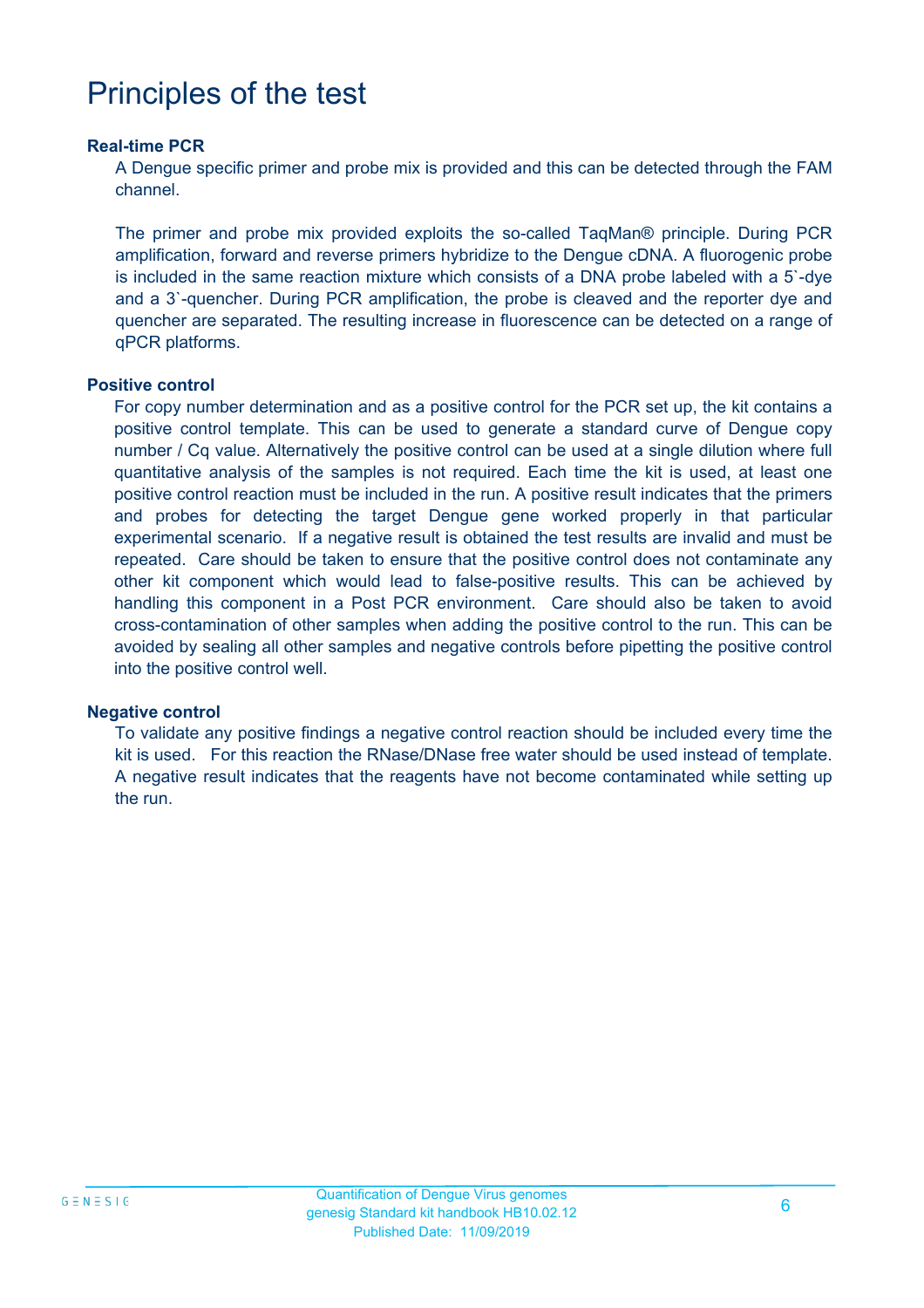# Principles of the test

**Real-time PCR**

A Dengue specific primer and probe mix is provided and this can be detected through the FAM channel.

The primer and probe mix provided exploits the so-called TaqMan® principle. During PCR amplification, forward and reverse primers hybridize to the Dengue cDNA. A fluorogenic probe is included in the same reaction mixture which consists of a DNA probe labeled with a 5`-dye and a 3`-quencher. During PCR amplification, the probe is cleaved and the reporter dye and quencher are separated. The resulting increase in fluorescence can be detected on a range of qPCR platforms.

**Positive control**

For copy number determination and as a positive control for the PCR set up, the kit contains a positive control template. This can be used to generate a standard curve of Dengue copy number / Cq value. Alternatively the positive control can be used at a single dilution where full quantitative analysis of the samples is not required. Each time the kit is used, at least one positive control reaction must be included in the run. A positive result indicates that the primers and probes for detecting the target Dengue gene worked properly in that particular experimental scenario. If a negative result is obtained the test results are invalid and must be repeated. Care should be taken to ensure that the positive control does not contaminate any other kit component which would lead to false-positive results. This can be achieved by handling this component in a Post PCR environment. Care should also be taken to avoid cross-contamination of other samples when adding the positive control to the run. This can be avoided by sealing all other samples and negative controls before pipetting the positive control into the positive control well.

**Negative control**

To validate any positive findings a negative control reaction should be included every time the kit is used. For this reaction the RNase/DNase free water should be used instead of template. A negative result indicates that the reagents have not become contaminated while setting up the run.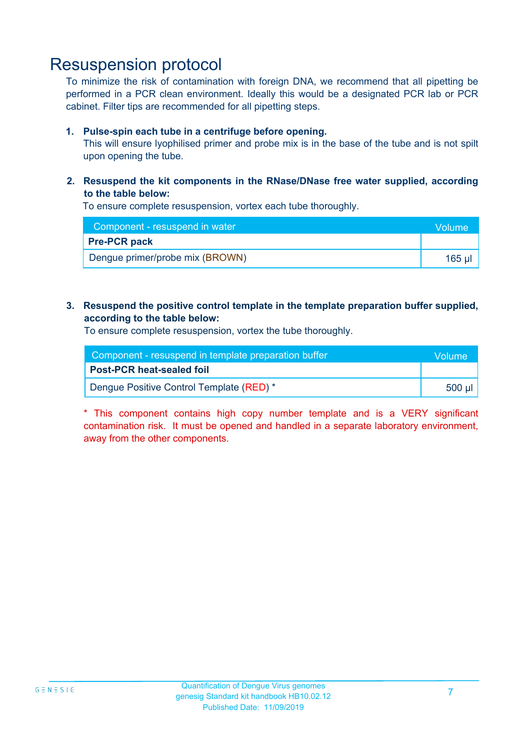# Resuspension protocol

To minimize the risk of contamination with foreign DNA, we recommend that all pipetting be performed in a PCR clean environment. Ideally this would be a designated PCR lab or PCR cabinet. Filter tips are recommended for all pipetting steps.

1. **Pulse-spin each tube in a centrifuge before opening.**
   This will ensure lyophilised primer and probe mix is in the base of the tube and is not spilt upon opening the tube.

2. **Resuspend the kit components in the RNase/DNase free water supplied, according to the table below:**
   To ensure complete resuspension, vortex each tube thoroughly.

| Component - resuspend in water | Volume |
|---|---|
| **Pre-PCR pack** | |
| Dengue primer/probe mix (BROWN) | 165 µl |

3. **Resuspend the positive control template in the template preparation buffer supplied, according to the table below:**
   To ensure complete resuspension, vortex the tube thoroughly.

| Component - resuspend in template preparation buffer | Volume |
|---|---|
| **Post-PCR heat-sealed foil** | |
| Dengue Positive Control Template (RED) * | 500 µl |

* This component contains high copy number template and is a VERY significant contamination risk. It must be opened and handled in a separate laboratory environment, away from the other components.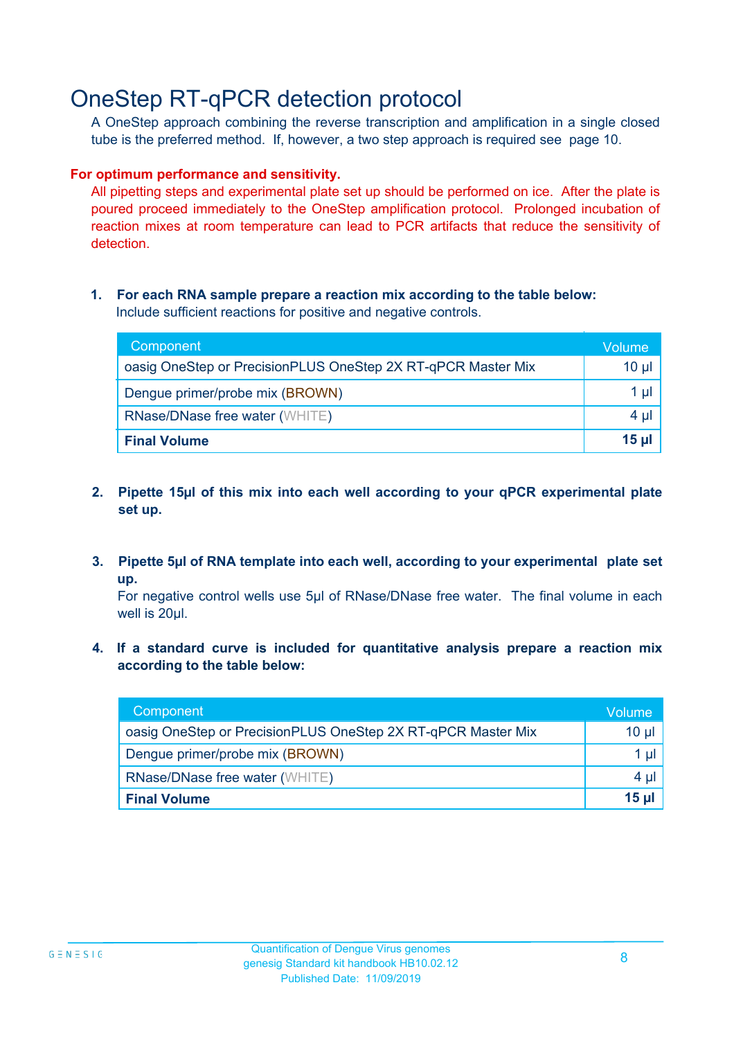# OneStep RT-qPCR detection protocol

A OneStep approach combining the reverse transcription and amplification in a single closed tube is the preferred method. If, however, a two step approach is required see page 10.

**For optimum performance and sensitivity.**

All pipetting steps and experimental plate set up should be performed on ice. After the plate is poured proceed immediately to the OneStep amplification protocol. Prolonged incubation of reaction mixes at room temperature can lead to PCR artifacts that reduce the sensitivity of detection.

1. **For each RNA sample prepare a reaction mix according to the table below:**
   Include sufficient reactions for positive and negative controls.

| Component | Volume |
|---|---|
| oasig OneStep or PrecisionPLUS OneStep 2X RT-qPCR Master Mix | 10 µl |
| Dengue primer/probe mix (BROWN) | 1 µl |
| RNase/DNase free water (WHITE) | 4 µl |
| **Final Volume** | **15 µl** |

2. **Pipette 15µl of this mix into each well according to your qPCR experimental plate set up.**

3. **Pipette 5µl of RNA template into each well, according to your experimental plate set up.**
   For negative control wells use 5µl of RNase/DNase free water. The final volume in each well is 20µl.

4. **If a standard curve is included for quantitative analysis prepare a reaction mix according to the table below:**

| Component | Volume |
|---|---|
| oasig OneStep or PrecisionPLUS OneStep 2X RT-qPCR Master Mix | 10 µl |
| Dengue primer/probe mix (BROWN) | 1 µl |
| RNase/DNase free water (WHITE) | 4 µl |
| **Final Volume** | **15 µl** |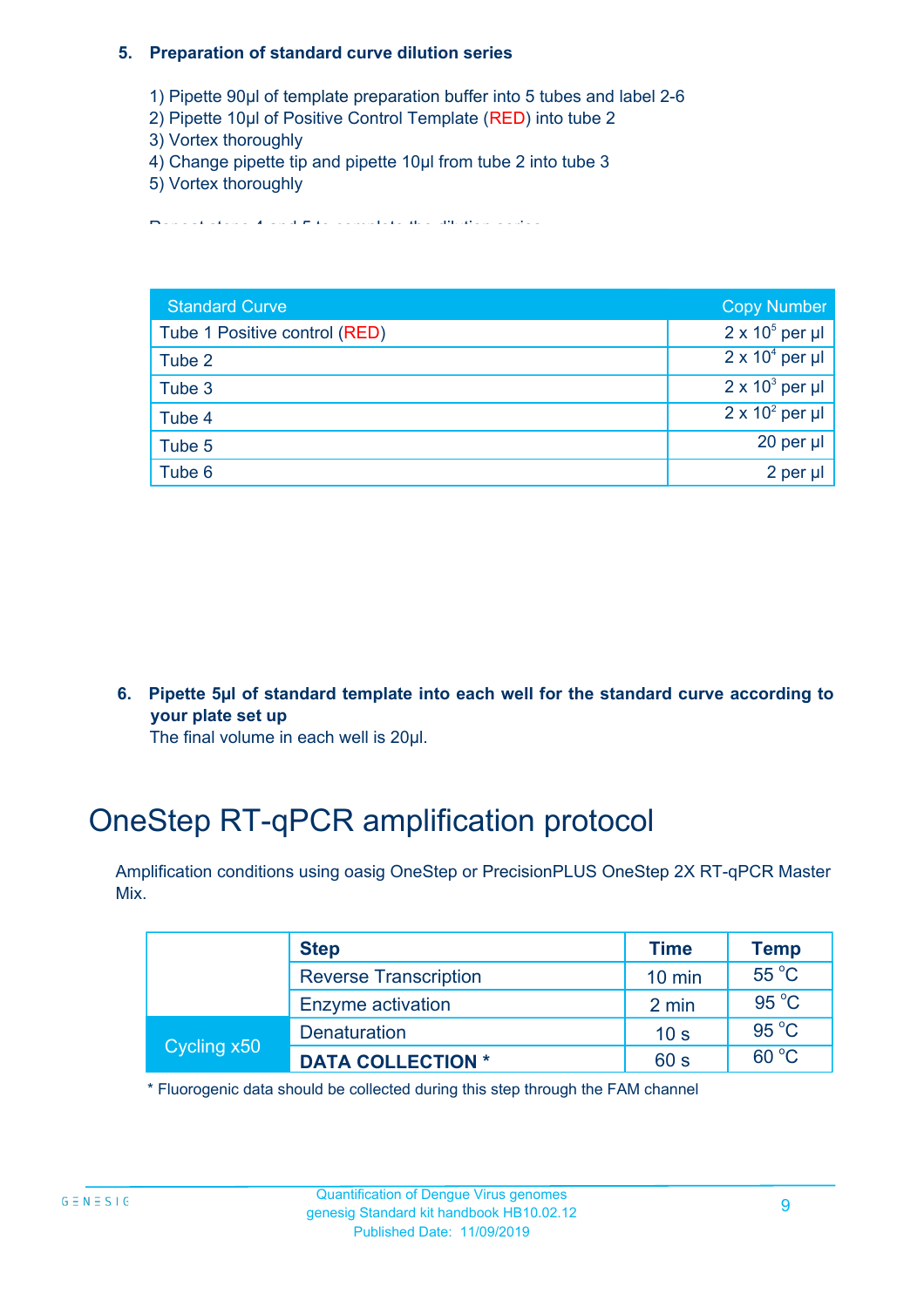**5. Preparation of standard curve dilution series**

1) Pipette 90µl of template preparation buffer into 5 tubes and label 2-6
2) Pipette 10µl of Positive Control Template (RED) into tube 2
3) Vortex thoroughly
4) Change pipette tip and pipette 10µl from tube 2 into tube 3
5) Vortex thoroughly

Repeat steps 4 and 5 to complete the dilution series

| Standard Curve | Copy Number |
|---|---|
| Tube 1 Positive control (RED) | $2 \times 10^5$ per µl |
| Tube 2 | $2 \times 10^4$ per µl |
| Tube 3 | $2 \times 10^3$ per µl |
| Tube 4 | $2 \times 10^2$ per µl |
| Tube 5 | 20 per µl |
| Tube 6 | 2 per µl |

**6. Pipette 5µl of standard template into each well for the standard curve according to your plate set up**

The final volume in each well is 20µl.

# OneStep RT-qPCR amplification protocol

Amplification conditions using oasig OneStep or PrecisionPLUS OneStep 2X RT-qPCR Master Mix.

| | Step | Time | Temp |
|---|---|---|---|
| | Reverse Transcription | 10 min | 55 °C |
| | Enzyme activation | 2 min | 95 °C |
| Cycling x50 | Denaturation | 10 s | 95 °C |
| | **DATA COLLECTION *** | 60 s | 60 °C |

* Fluorogenic data should be collected during this step through the FAM channel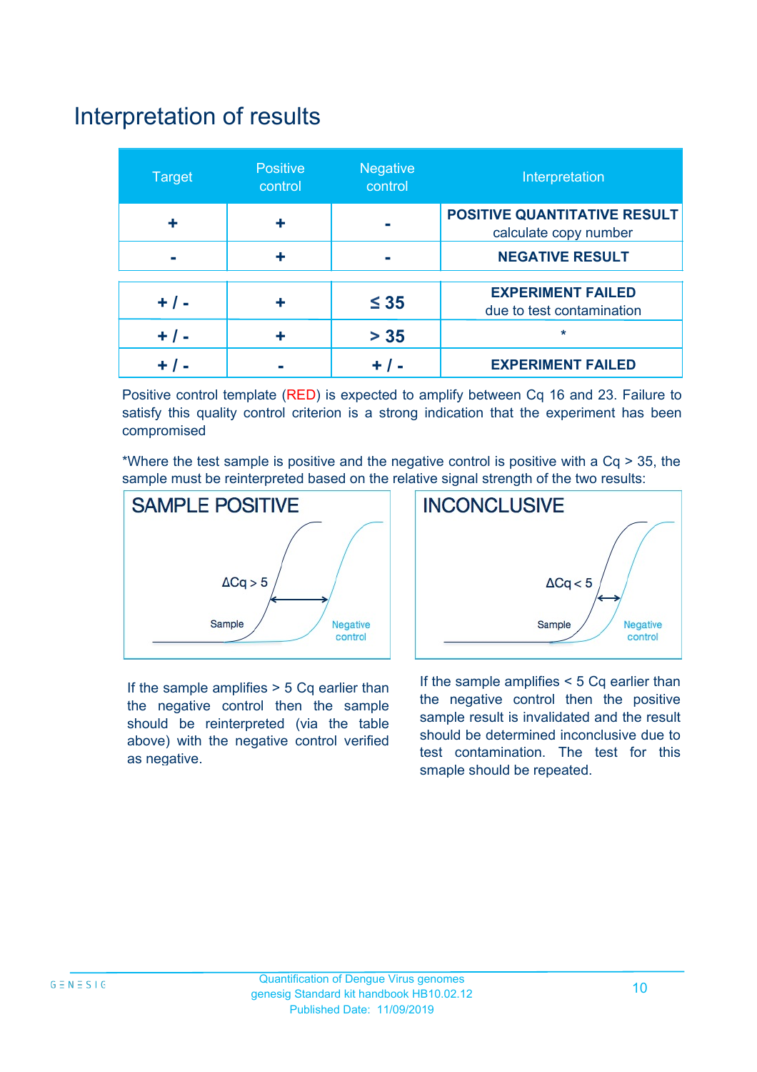# Interpretation of results

| Target | Positive control | Negative control | Interpretation |
|---|---|---|---|
| + | + | - | **POSITIVE QUANTITATIVE RESULT** calculate copy number |
| - | + | - | **NEGATIVE RESULT** |
| + / - | + | ≤ 35 | **EXPERIMENT FAILED** due to test contamination |
| + / - | + | > 35 | * |
| + / - | - | + / - | **EXPERIMENT FAILED** |

Positive control template (RED) is expected to amplify between Cq 16 and 23. Failure to satisfy this quality control criterion is a strong indication that the experiment has been compromised

*Where the test sample is positive and the negative control is positive with a Cq > 35, the sample must be reinterpreted based on the relative signal strength of the two results:

SAMPLE POSITIVE

ΔCq > 5

Sample

Negative control

If the sample amplifies > 5 Cq earlier than the negative control then the sample should be reinterpreted (via the table above) with the negative control verified as negative.

INCONCLUSIVE

ΔCq < 5

Sample

Negative control

If the sample amplifies < 5 Cq earlier than the negative control then the positive sample result is invalidated and the result should be determined inconclusive due to test contamination. The test for this smaple should be repeated.